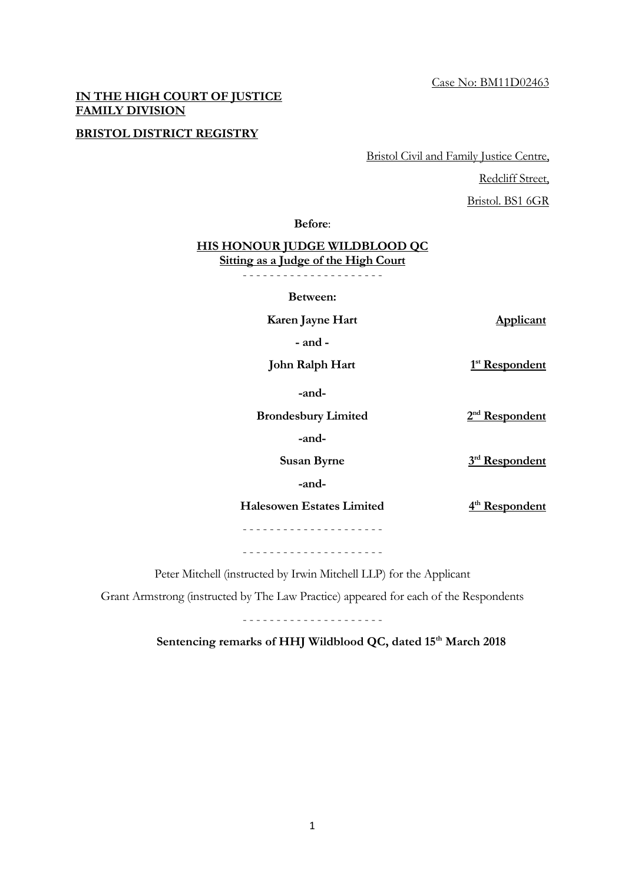Case No: BM11D02463

**IN THE HIGH COURT OF JUSTICE**
**FAMILY DIVISION**

**BRISTOL DISTRICT REGISTRY**

Bristol Civil and Family Justice Centre,

Redcliff Street,

Bristol. BS1 6GR

**Before**:

**HIS HONOUR JUDGE WILDBLOOD QC**
**Sitting as a Judge of the High Court**

- - - - - - - - - - - - - - - - - - - - -

**Between:**

| | |
|---|---|
| **Karen Jayne Hart** | **Applicant** |
| **- and -** | |
| **John Ralph Hart** | **1st Respondent** |
| **-and-** | |
| **Brondesbury Limited** | **2nd Respondent** |
| **-and-** | |
| **Susan Byrne** | **3rd Respondent** |
| **-and-** | |
| **Halesowen Estates Limited** | **4th Respondent** |

- - - - - - - - - - - - - - - - - - - - -

- - - - - - - - - - - - - - - - - - - - -

Peter Mitchell (instructed by Irwin Mitchell LLP) for the Applicant

Grant Armstrong (instructed by The Law Practice) appeared for each of the Respondents

- - - - - - - - - - - - - - - - - - - - -

**Sentencing remarks of HHJ Wildblood QC, dated 15th March 2018**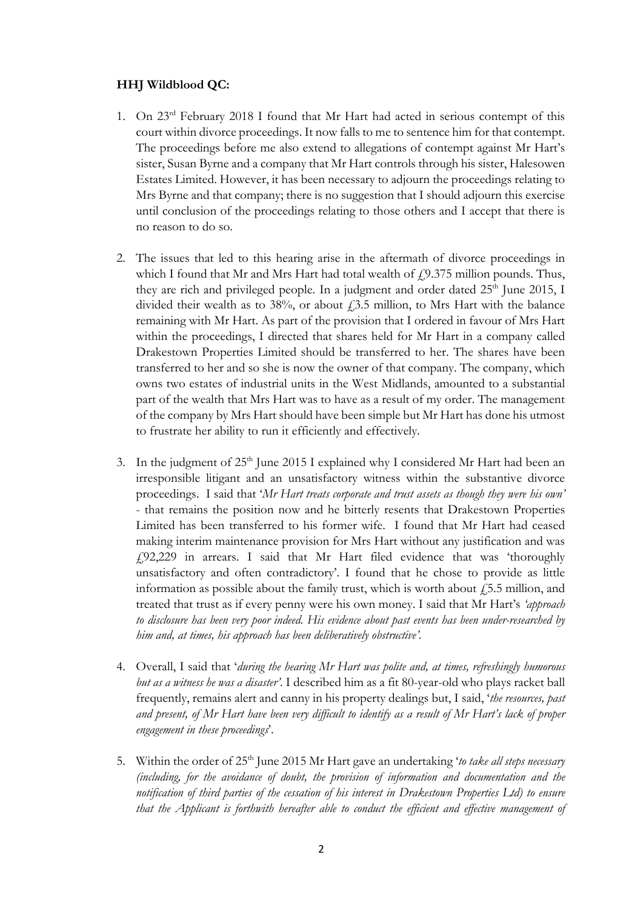**HHJ Wildblood QC:**

1. On 23rd February 2018 I found that Mr Hart had acted in serious contempt of this court within divorce proceedings. It now falls to me to sentence him for that contempt. The proceedings before me also extend to allegations of contempt against Mr Hart's sister, Susan Byrne and a company that Mr Hart controls through his sister, Halesowen Estates Limited. However, it has been necessary to adjourn the proceedings relating to Mrs Byrne and that company; there is no suggestion that I should adjourn this exercise until conclusion of the proceedings relating to those others and I accept that there is no reason to do so.

2. The issues that led to this hearing arise in the aftermath of divorce proceedings in which I found that Mr and Mrs Hart had total wealth of £9.375 million pounds. Thus, they are rich and privileged people. In a judgment and order dated 25th June 2015, I divided their wealth as to 38%, or about £3.5 million, to Mrs Hart with the balance remaining with Mr Hart. As part of the provision that I ordered in favour of Mrs Hart within the proceedings, I directed that shares held for Mr Hart in a company called Drakestown Properties Limited should be transferred to her. The shares have been transferred to her and so she is now the owner of that company. The company, which owns two estates of industrial units in the West Midlands, amounted to a substantial part of the wealth that Mrs Hart was to have as a result of my order. The management of the company by Mrs Hart should have been simple but Mr Hart has done his utmost to frustrate her ability to run it efficiently and effectively.

3. In the judgment of 25th June 2015 I explained why I considered Mr Hart had been an irresponsible litigant and an unsatisfactory witness within the substantive divorce proceedings. I said that '*Mr Hart treats corporate and trust assets as though they were his own'* - that remains the position now and he bitterly resents that Drakestown Properties Limited has been transferred to his former wife. I found that Mr Hart had ceased making interim maintenance provision for Mrs Hart without any justification and was £92,229 in arrears. I said that Mr Hart filed evidence that was 'thoroughly unsatisfactory and often contradictory'. I found that he chose to provide as little information as possible about the family trust, which is worth about £5.5 million, and treated that trust as if every penny were his own money. I said that Mr Hart's *'approach to disclosure has been very poor indeed. His evidence about past events has been under-researched by him and, at times, his approach has been deliberatively obstructive'.*

4. Overall, I said that '*during the hearing Mr Hart was polite and, at times, refreshingly humorous but as a witness he was a disaster'*. I described him as a fit 80-year-old who plays racket ball frequently, remains alert and canny in his property dealings but, I said, '*the resources, past and present, of Mr Hart have been very difficult to identify as a result of Mr Hart's lack of proper engagement in these proceedings*'.

5. Within the order of 25th June 2015 Mr Hart gave an undertaking '*to take all steps necessary (including, for the avoidance of doubt, the provision of information and documentation and the notification of third parties of the cessation of his interest in Drakestown Properties Ltd) to ensure that the Applicant is forthwith hereafter able to conduct the efficient and effective management of*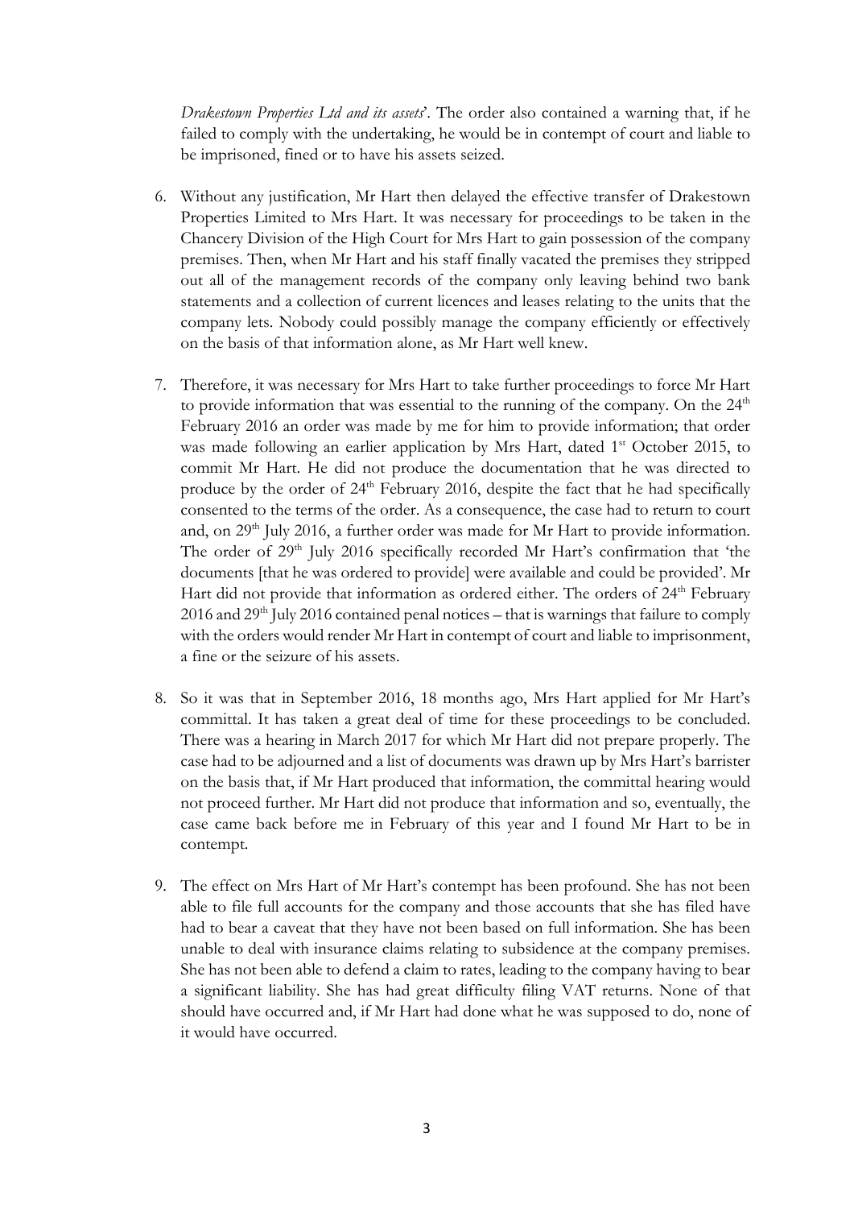*Drakestown Properties Ltd and its assets*'. The order also contained a warning that, if he failed to comply with the undertaking, he would be in contempt of court and liable to be imprisoned, fined or to have his assets seized.

6. Without any justification, Mr Hart then delayed the effective transfer of Drakestown Properties Limited to Mrs Hart. It was necessary for proceedings to be taken in the Chancery Division of the High Court for Mrs Hart to gain possession of the company premises. Then, when Mr Hart and his staff finally vacated the premises they stripped out all of the management records of the company only leaving behind two bank statements and a collection of current licences and leases relating to the units that the company lets. Nobody could possibly manage the company efficiently or effectively on the basis of that information alone, as Mr Hart well knew.

7. Therefore, it was necessary for Mrs Hart to take further proceedings to force Mr Hart to provide information that was essential to the running of the company. On the 24th February 2016 an order was made by me for him to provide information; that order was made following an earlier application by Mrs Hart, dated 1st October 2015, to commit Mr Hart. He did not produce the documentation that he was directed to produce by the order of 24th February 2016, despite the fact that he had specifically consented to the terms of the order. As a consequence, the case had to return to court and, on 29th July 2016, a further order was made for Mr Hart to provide information. The order of 29th July 2016 specifically recorded Mr Hart's confirmation that 'the documents [that he was ordered to provide] were available and could be provided'. Mr Hart did not provide that information as ordered either. The orders of 24th February 2016 and 29th July 2016 contained penal notices – that is warnings that failure to comply with the orders would render Mr Hart in contempt of court and liable to imprisonment, a fine or the seizure of his assets.

8. So it was that in September 2016, 18 months ago, Mrs Hart applied for Mr Hart's committal. It has taken a great deal of time for these proceedings to be concluded. There was a hearing in March 2017 for which Mr Hart did not prepare properly. The case had to be adjourned and a list of documents was drawn up by Mrs Hart's barrister on the basis that, if Mr Hart produced that information, the committal hearing would not proceed further. Mr Hart did not produce that information and so, eventually, the case came back before me in February of this year and I found Mr Hart to be in contempt.

9. The effect on Mrs Hart of Mr Hart's contempt has been profound. She has not been able to file full accounts for the company and those accounts that she has filed have had to bear a caveat that they have not been based on full information. She has been unable to deal with insurance claims relating to subsidence at the company premises. She has not been able to defend a claim to rates, leading to the company having to bear a significant liability. She has had great difficulty filing VAT returns. None of that should have occurred and, if Mr Hart had done what he was supposed to do, none of it would have occurred.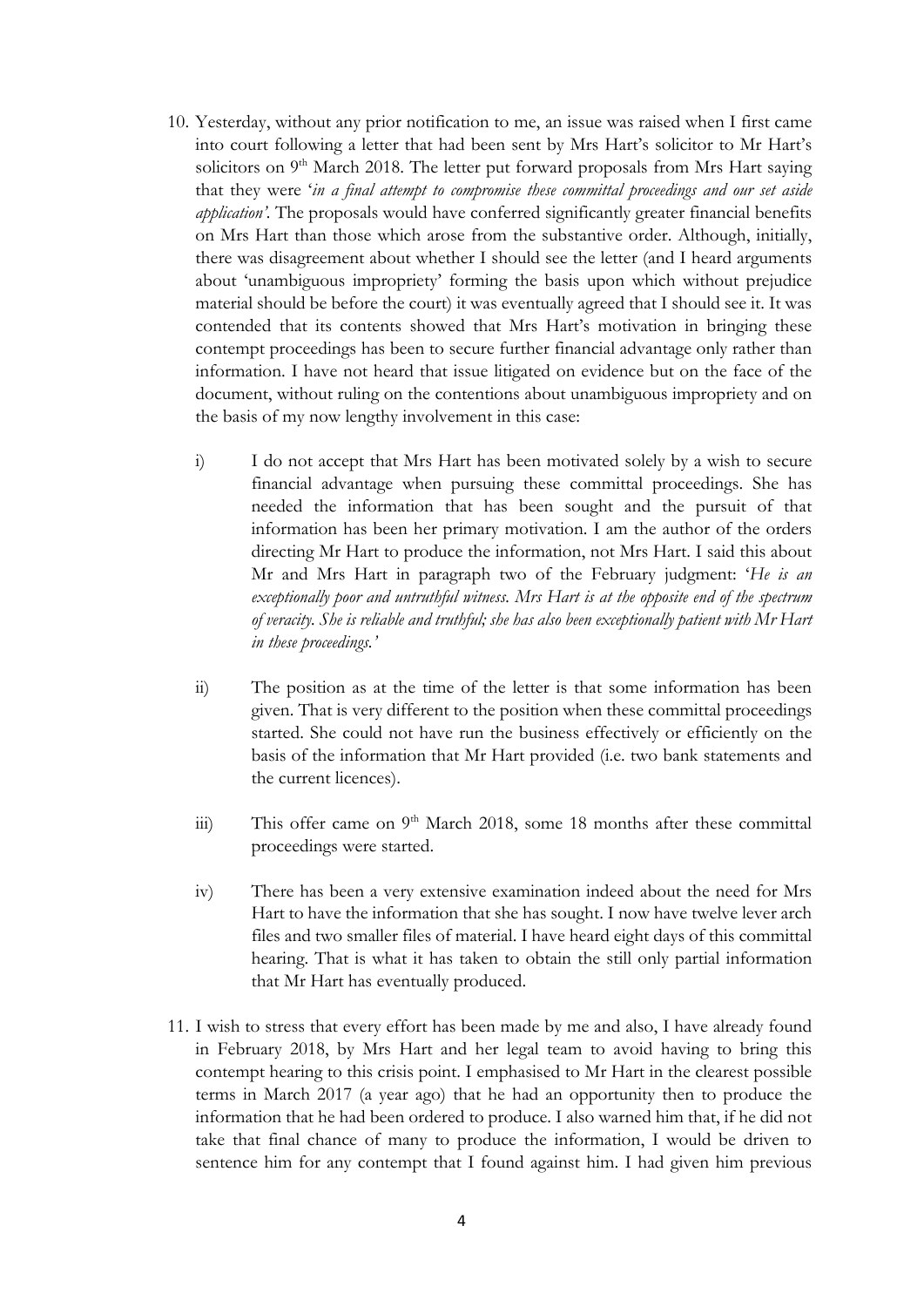10. Yesterday, without any prior notification to me, an issue was raised when I first came into court following a letter that had been sent by Mrs Hart's solicitor to Mr Hart's solicitors on 9th March 2018. The letter put forward proposals from Mrs Hart saying that they were '*in a final attempt to compromise these committal proceedings and our set aside application'*. The proposals would have conferred significantly greater financial benefits on Mrs Hart than those which arose from the substantive order. Although, initially, there was disagreement about whether I should see the letter (and I heard arguments about 'unambiguous impropriety' forming the basis upon which without prejudice material should be before the court) it was eventually agreed that I should see it. It was contended that its contents showed that Mrs Hart's motivation in bringing these contempt proceedings has been to secure further financial advantage only rather than information. I have not heard that issue litigated on evidence but on the face of the document, without ruling on the contentions about unambiguous impropriety and on the basis of my now lengthy involvement in this case:

    i) I do not accept that Mrs Hart has been motivated solely by a wish to secure financial advantage when pursuing these committal proceedings. She has needed the information that has been sought and the pursuit of that information has been her primary motivation. I am the author of the orders directing Mr Hart to produce the information, not Mrs Hart. I said this about Mr and Mrs Hart in paragraph two of the February judgment: '*He is an exceptionally poor and untruthful witness. Mrs Hart is at the opposite end of the spectrum of veracity. She is reliable and truthful; she has also been exceptionally patient with Mr Hart in these proceedings.'*

    ii) The position as at the time of the letter is that some information has been given. That is very different to the position when these committal proceedings started. She could not have run the business effectively or efficiently on the basis of the information that Mr Hart provided (i.e. two bank statements and the current licences).

    iii) This offer came on 9th March 2018, some 18 months after these committal proceedings were started.

    iv) There has been a very extensive examination indeed about the need for Mrs Hart to have the information that she has sought. I now have twelve lever arch files and two smaller files of material. I have heard eight days of this committal hearing. That is what it has taken to obtain the still only partial information that Mr Hart has eventually produced.

11. I wish to stress that every effort has been made by me and also, I have already found in February 2018, by Mrs Hart and her legal team to avoid having to bring this contempt hearing to this crisis point. I emphasised to Mr Hart in the clearest possible terms in March 2017 (a year ago) that he had an opportunity then to produce the information that he had been ordered to produce. I also warned him that, if he did not take that final chance of many to produce the information, I would be driven to sentence him for any contempt that I found against him. I had given him previous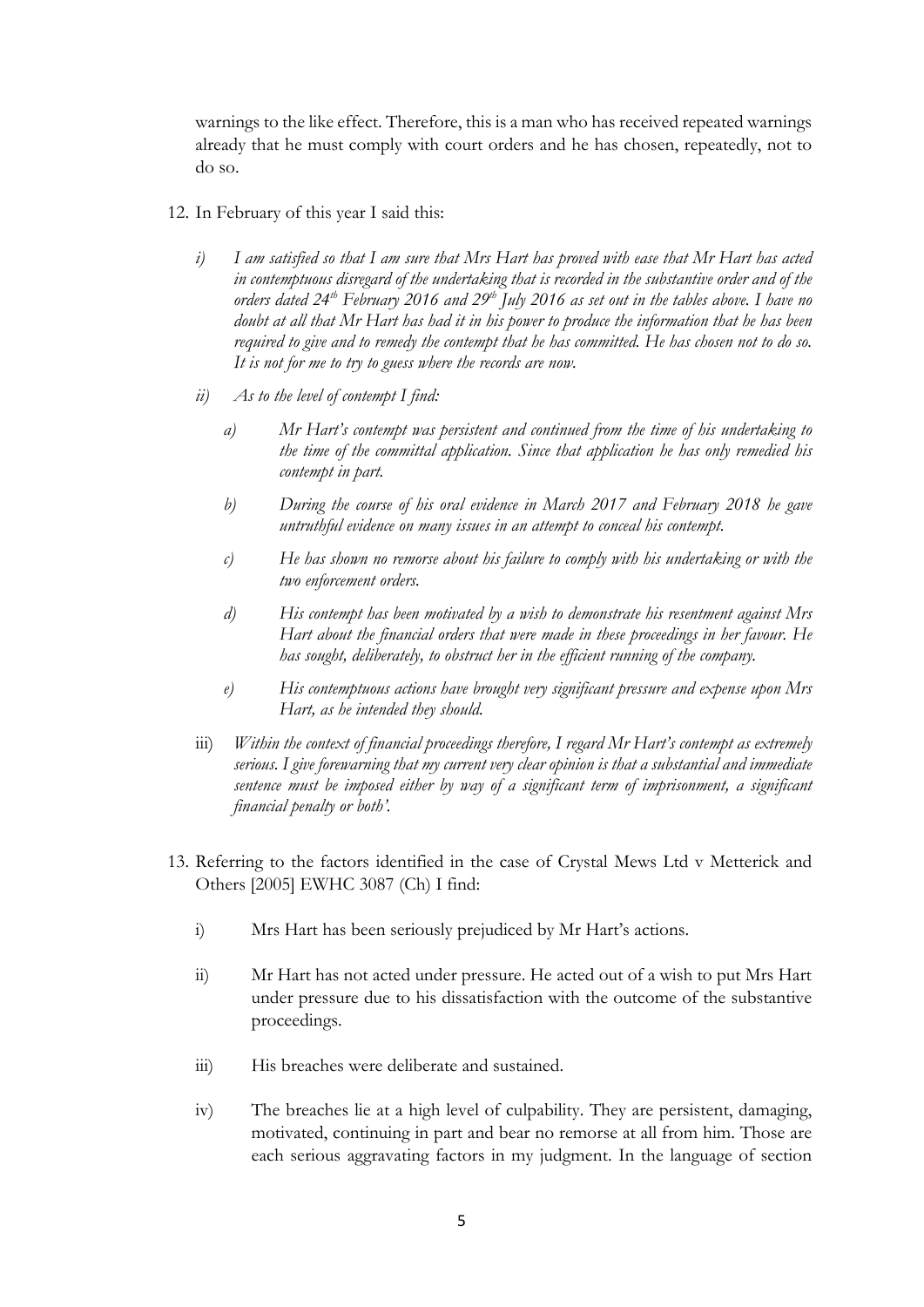warnings to the like effect. Therefore, this is a man who has received repeated warnings already that he must comply with court orders and he has chosen, repeatedly, not to do so.

12. In February of this year I said this:

    i) *I am satisfied so that I am sure that Mrs Hart has proved with ease that Mr Hart has acted in contemptuous disregard of the undertaking that is recorded in the substantive order and of the orders dated 24th February 2016 and 29th July 2016 as set out in the tables above. I have no doubt at all that Mr Hart has had it in his power to produce the information that he has been required to give and to remedy the contempt that he has committed. He has chosen not to do so. It is not for me to try to guess where the records are now.*

    ii) *As to the level of contempt I find:*

        a) *Mr Hart's contempt was persistent and continued from the time of his undertaking to the time of the committal application. Since that application he has only remedied his contempt in part.*

        b) *During the course of his oral evidence in March 2017 and February 2018 he gave untruthful evidence on many issues in an attempt to conceal his contempt.*

        c) *He has shown no remorse about his failure to comply with his undertaking or with the two enforcement orders.*

        d) *His contempt has been motivated by a wish to demonstrate his resentment against Mrs Hart about the financial orders that were made in these proceedings in her favour. He has sought, deliberately, to obstruct her in the efficient running of the company.*

        e) *His contemptuous actions have brought very significant pressure and expense upon Mrs Hart, as he intended they should.*

    iii) *Within the context of financial proceedings therefore, I regard Mr Hart's contempt as extremely serious. I give forewarning that my current very clear opinion is that a substantial and immediate sentence must be imposed either by way of a significant term of imprisonment, a significant financial penalty or both'.*

13. Referring to the factors identified in the case of Crystal Mews Ltd v Metterick and Others [2005] EWHC 3087 (Ch) I find:

    i) Mrs Hart has been seriously prejudiced by Mr Hart's actions.

    ii) Mr Hart has not acted under pressure. He acted out of a wish to put Mrs Hart under pressure due to his dissatisfaction with the outcome of the substantive proceedings.

    iii) His breaches were deliberate and sustained.

    iv) The breaches lie at a high level of culpability. They are persistent, damaging, motivated, continuing in part and bear no remorse at all from him. Those are each serious aggravating factors in my judgment. In the language of section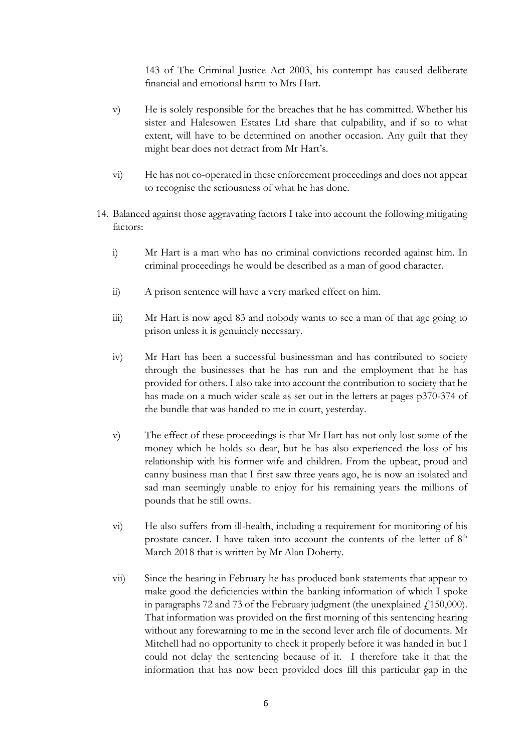143 of The Criminal Justice Act 2003, his contempt has caused deliberate financial and emotional harm to Mrs Hart.

v) He is solely responsible for the breaches that he has committed. Whether his sister and Halesowen Estates Ltd share that culpability, and if so to what extent, will have to be determined on another occasion. Any guilt that they might bear does not detract from Mr Hart's.

vi) He has not co-operated in these enforcement proceedings and does not appear to recognise the seriousness of what he has done.

14. Balanced against those aggravating factors I take into account the following mitigating factors:

i) Mr Hart is a man who has no criminal convictions recorded against him. In criminal proceedings he would be described as a man of good character.

ii) A prison sentence will have a very marked effect on him.

iii) Mr Hart is now aged 83 and nobody wants to see a man of that age going to prison unless it is genuinely necessary.

iv) Mr Hart has been a successful businessman and has contributed to society through the businesses that he has run and the employment that he has provided for others. I also take into account the contribution to society that he has made on a much wider scale as set out in the letters at pages p370-374 of the bundle that was handed to me in court, yesterday.

v) The effect of these proceedings is that Mr Hart has not only lost some of the money which he holds so dear, but he has also experienced the loss of his relationship with his former wife and children. From the upbeat, proud and canny business man that I first saw three years ago, he is now an isolated and sad man seemingly unable to enjoy for his remaining years the millions of pounds that he still owns.

vi) He also suffers from ill-health, including a requirement for monitoring of his prostate cancer. I have taken into account the contents of the letter of 8th March 2018 that is written by Mr Alan Doherty.

vii) Since the hearing in February he has produced bank statements that appear to make good the deficiencies within the banking information of which I spoke in paragraphs 72 and 73 of the February judgment (the unexplained £150,000). That information was provided on the first morning of this sentencing hearing without any forewarning to me in the second lever arch file of documents. Mr Mitchell had no opportunity to check it properly before it was handed in but I could not delay the sentencing because of it. I therefore take it that the information that has now been provided does fill this particular gap in the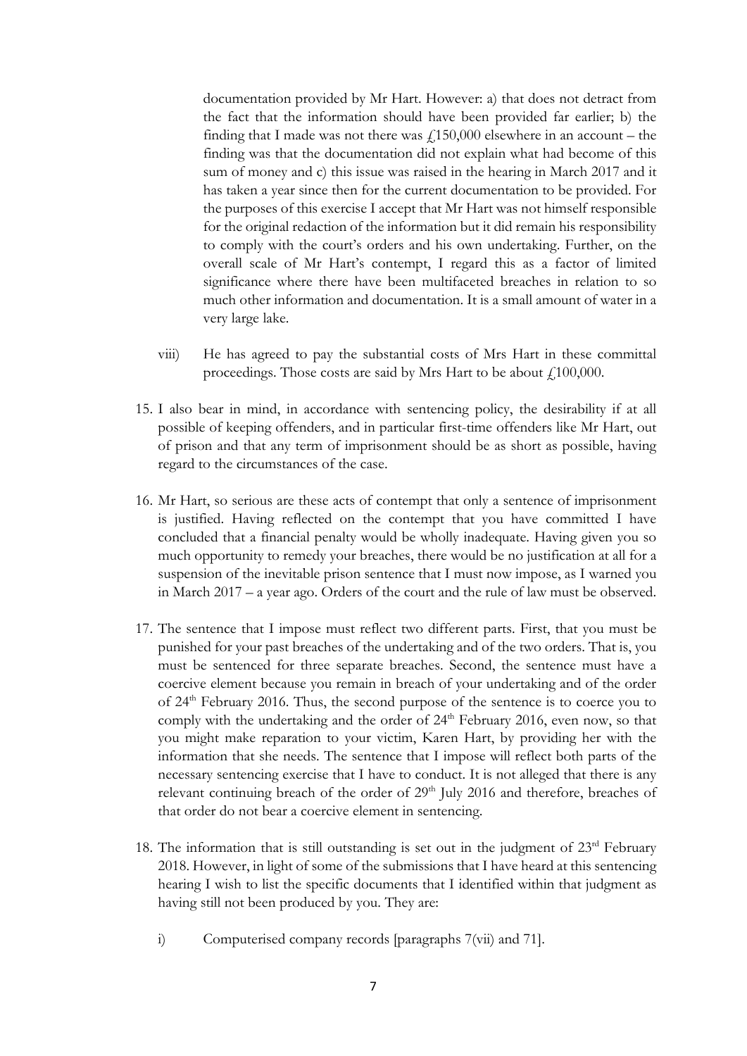documentation provided by Mr Hart. However: a) that does not detract from the fact that the information should have been provided far earlier; b) the finding that I made was not there was £150,000 elsewhere in an account – the finding was that the documentation did not explain what had become of this sum of money and c) this issue was raised in the hearing in March 2017 and it has taken a year since then for the current documentation to be provided. For the purposes of this exercise I accept that Mr Hart was not himself responsible for the original redaction of the information but it did remain his responsibility to comply with the court's orders and his own undertaking. Further, on the overall scale of Mr Hart's contempt, I regard this as a factor of limited significance where there have been multifaceted breaches in relation to so much other information and documentation. It is a small amount of water in a very large lake.

viii) He has agreed to pay the substantial costs of Mrs Hart in these committal proceedings. Those costs are said by Mrs Hart to be about £100,000.

15. I also bear in mind, in accordance with sentencing policy, the desirability if at all possible of keeping offenders, and in particular first-time offenders like Mr Hart, out of prison and that any term of imprisonment should be as short as possible, having regard to the circumstances of the case.

16. Mr Hart, so serious are these acts of contempt that only a sentence of imprisonment is justified. Having reflected on the contempt that you have committed I have concluded that a financial penalty would be wholly inadequate. Having given you so much opportunity to remedy your breaches, there would be no justification at all for a suspension of the inevitable prison sentence that I must now impose, as I warned you in March 2017 – a year ago. Orders of the court and the rule of law must be observed.

17. The sentence that I impose must reflect two different parts. First, that you must be punished for your past breaches of the undertaking and of the two orders. That is, you must be sentenced for three separate breaches. Second, the sentence must have a coercive element because you remain in breach of your undertaking and of the order of 24th February 2016. Thus, the second purpose of the sentence is to coerce you to comply with the undertaking and the order of 24th February 2016, even now, so that you might make reparation to your victim, Karen Hart, by providing her with the information that she needs. The sentence that I impose will reflect both parts of the necessary sentencing exercise that I have to conduct. It is not alleged that there is any relevant continuing breach of the order of 29th July 2016 and therefore, breaches of that order do not bear a coercive element in sentencing.

18. The information that is still outstanding is set out in the judgment of 23rd February 2018. However, in light of some of the submissions that I have heard at this sentencing hearing I wish to list the specific documents that I identified within that judgment as having still not been produced by you. They are:

i) Computerised company records [paragraphs 7(vii) and 71].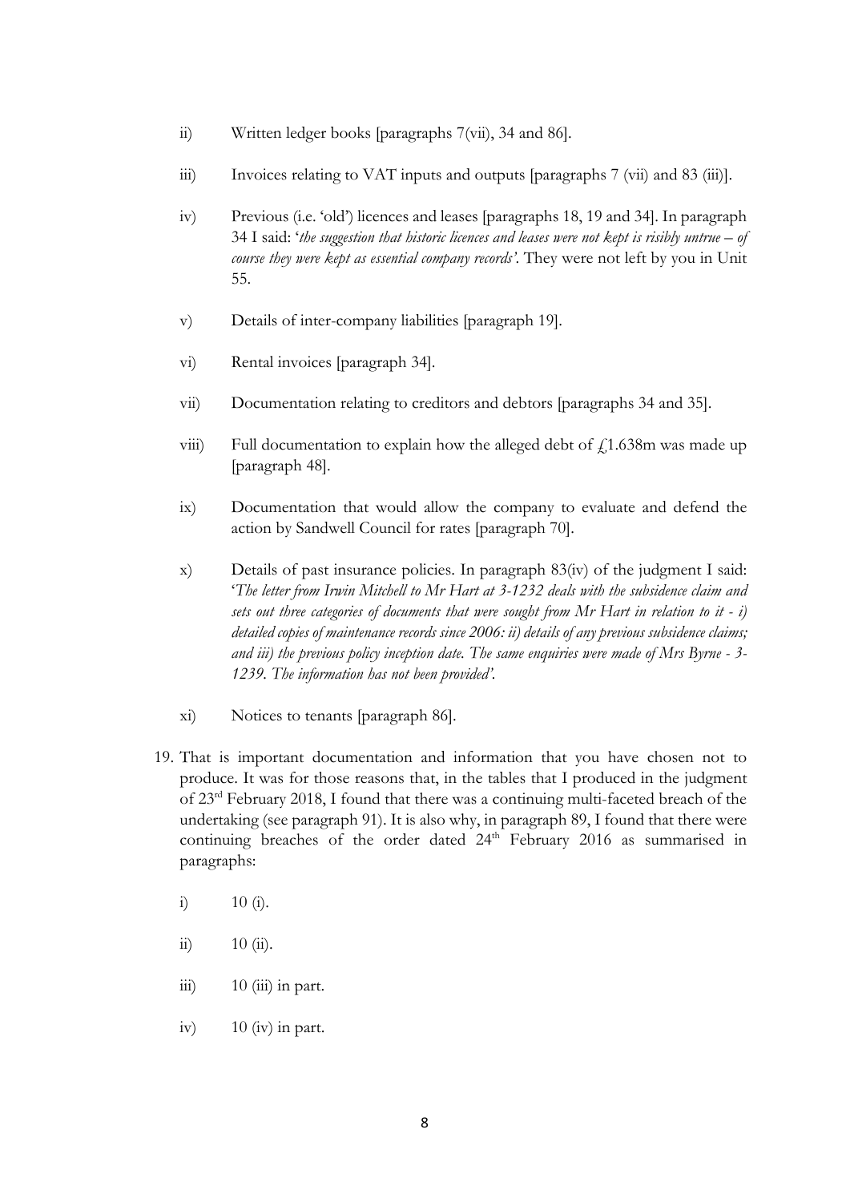ii) Written ledger books [paragraphs 7(vii), 34 and 86].

iii) Invoices relating to VAT inputs and outputs [paragraphs 7 (vii) and 83 (iii)].

iv) Previous (i.e. 'old') licences and leases [paragraphs 18, 19 and 34]. In paragraph 34 I said: '*the suggestion that historic licences and leases were not kept is risibly untrue – of course they were kept as essential company records'*. They were not left by you in Unit 55.

v) Details of inter-company liabilities [paragraph 19].

vi) Rental invoices [paragraph 34].

vii) Documentation relating to creditors and debtors [paragraphs 34 and 35].

viii) Full documentation to explain how the alleged debt of £1.638m was made up [paragraph 48].

ix) Documentation that would allow the company to evaluate and defend the action by Sandwell Council for rates [paragraph 70].

x) Details of past insurance policies. In paragraph 83(iv) of the judgment I said: '*The letter from Irwin Mitchell to Mr Hart at 3-1232 deals with the subsidence claim and sets out three categories of documents that were sought from Mr Hart in relation to it - i) detailed copies of maintenance records since 2006: ii) details of any previous subsidence claims; and iii) the previous policy inception date. The same enquiries were made of Mrs Byrne - 3-1239. The information has not been provided'*.

xi) Notices to tenants [paragraph 86].

19. That is important documentation and information that you have chosen not to produce. It was for those reasons that, in the tables that I produced in the judgment of 23rd February 2018, I found that there was a continuing multi-faceted breach of the undertaking (see paragraph 91). It is also why, in paragraph 89, I found that there were continuing breaches of the order dated 24th February 2016 as summarised in paragraphs:

    i) 10 (i).

    ii) 10 (ii).

    iii) 10 (iii) in part.

    iv) 10 (iv) in part.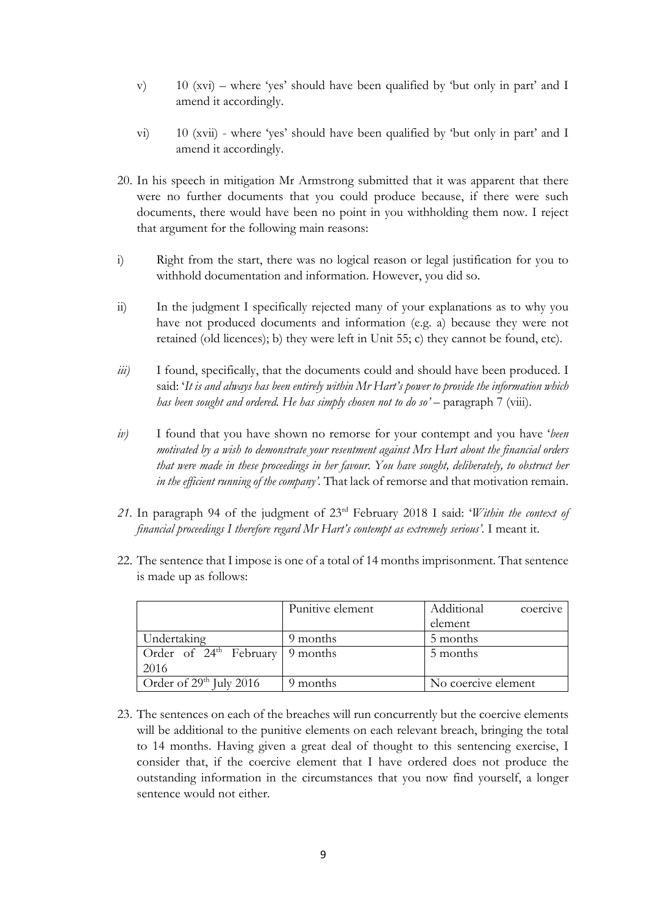v) 10 (xvi) – where 'yes' should have been qualified by 'but only in part' and I amend it accordingly.

vi) 10 (xvii) - where 'yes' should have been qualified by 'but only in part' and I amend it accordingly.

20. In his speech in mitigation Mr Armstrong submitted that it was apparent that there were no further documents that you could produce because, if there were such documents, there would have been no point in you withholding them now. I reject that argument for the following main reasons:

i) Right from the start, there was no logical reason or legal justification for you to withhold documentation and information. However, you did so.

ii) In the judgment I specifically rejected many of your explanations as to why you have not produced documents and information (e.g. a) because they were not retained (old licences); b) they were left in Unit 55; c) they cannot be found, etc).

*iii)* I found, specifically, that the documents could and should have been produced. I said: '*It is and always has been entirely within Mr Hart's power to provide the information which has been sought and ordered. He has simply chosen not to do so'* – paragraph 7 (viii).

*iv)* I found that you have shown no remorse for your contempt and you have '*been motivated by a wish to demonstrate your resentment against Mrs Hart about the financial orders that were made in these proceedings in her favour. You have sought, deliberately, to obstruct her in the efficient running of the company'.* That lack of remorse and that motivation remain.

*21.* In paragraph 94 of the judgment of 23rd February 2018 I said: '*Within the context of financial proceedings I therefore regard Mr Hart's contempt as extremely serious'.* I meant it.

22. The sentence that I impose is one of a total of 14 months imprisonment. That sentence is made up as follows:

| | Punitive element | Additional coercive element |
|---|---|---|
| Undertaking | 9 months | 5 months |
| Order of 24th February 2016 | 9 months | 5 months |
| Order of 29th July 2016 | 9 months | No coercive element |

23. The sentences on each of the breaches will run concurrently but the coercive elements will be additional to the punitive elements on each relevant breach, bringing the total to 14 months. Having given a great deal of thought to this sentencing exercise, I consider that, if the coercive element that I have ordered does not produce the outstanding information in the circumstances that you now find yourself, a longer sentence would not either.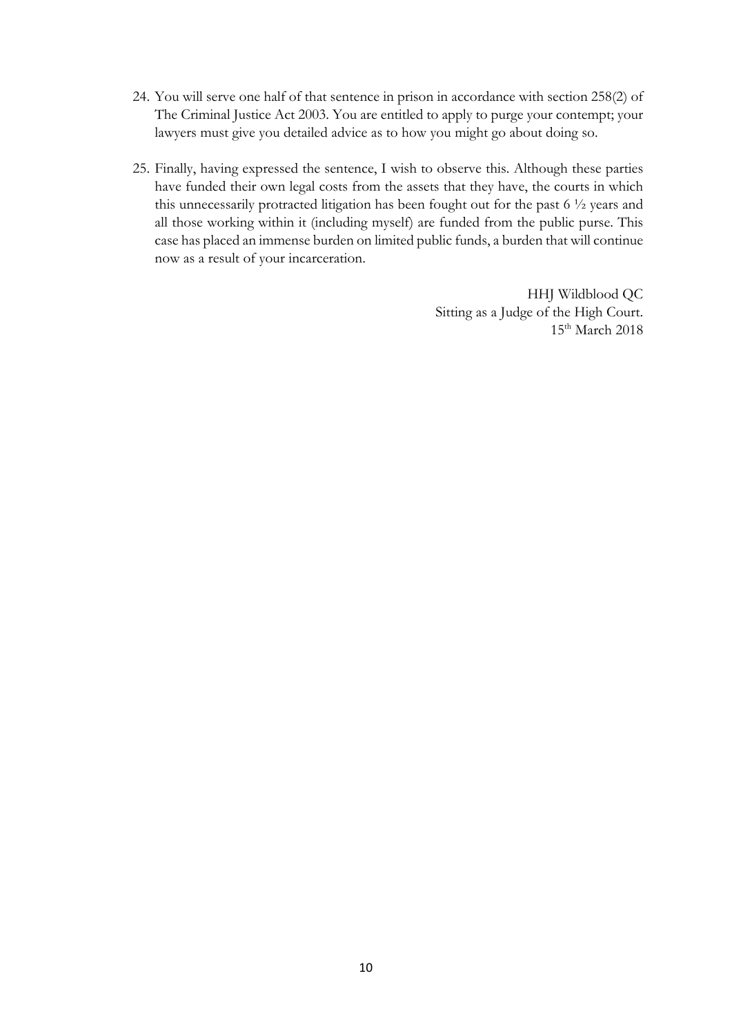24. You will serve one half of that sentence in prison in accordance with section 258(2) of The Criminal Justice Act 2003. You are entitled to apply to purge your contempt; your lawyers must give you detailed advice as to how you might go about doing so.

25. Finally, having expressed the sentence, I wish to observe this. Although these parties have funded their own legal costs from the assets that they have, the courts in which this unnecessarily protracted litigation has been fought out for the past 6 ½ years and all those working within it (including myself) are funded from the public purse. This case has placed an immense burden on limited public funds, a burden that will continue now as a result of your incarceration.

HHJ Wildblood QC
Sitting as a Judge of the High Court.
15th March 2018